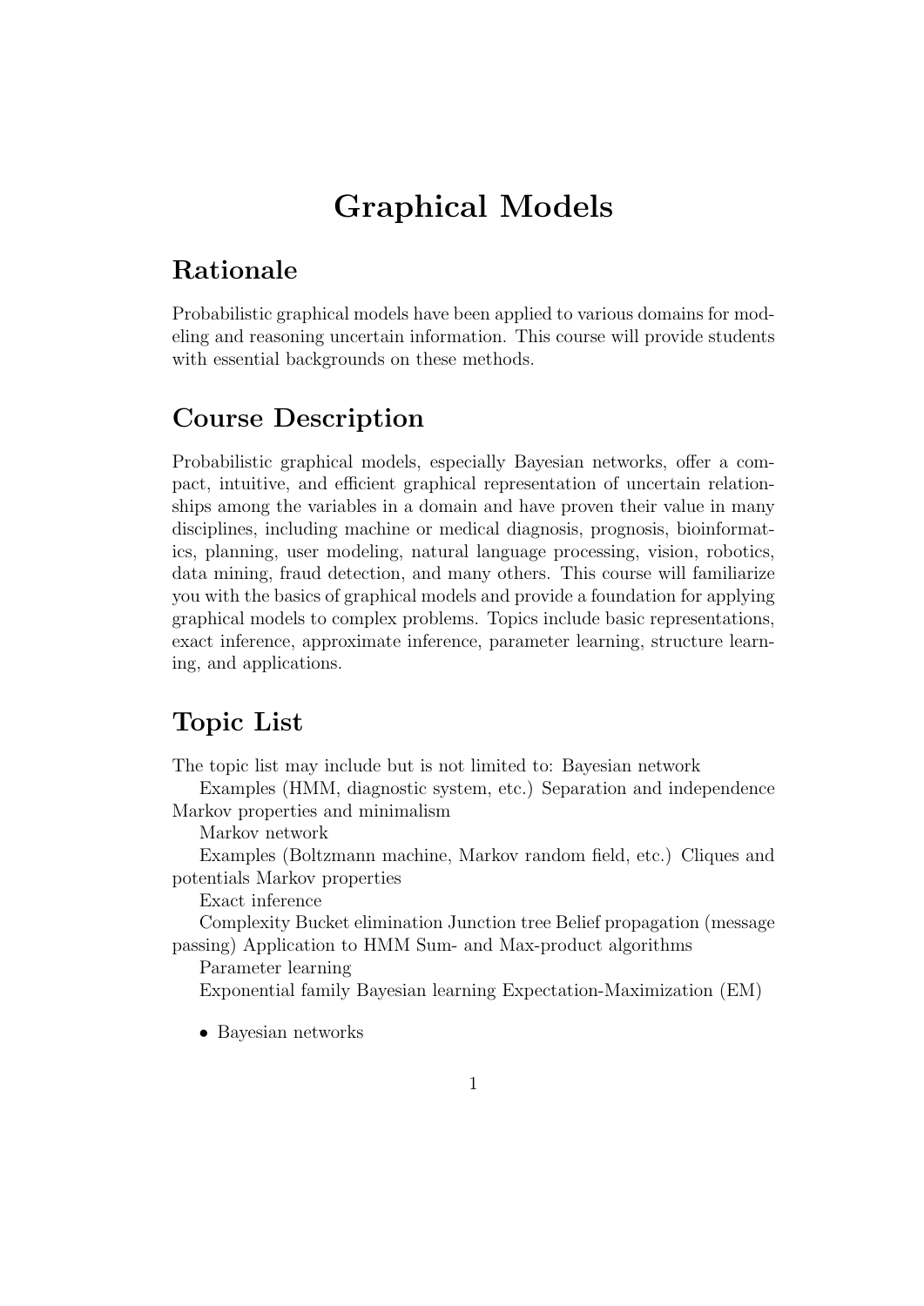# Graphical Models

## Rationale

Probabilistic graphical models have been applied to various domains for modeling and reasoning uncertain information. This course will provide students with essential backgrounds on these methods.

## Course Description

Probabilistic graphical models, especially Bayesian networks, offer a compact, intuitive, and efficient graphical representation of uncertain relationships among the variables in a domain and have proven their value in many disciplines, including machine or medical diagnosis, prognosis, bioinformatics, planning, user modeling, natural language processing, vision, robotics, data mining, fraud detection, and many others. This course will familiarize you with the basics of graphical models and provide a foundation for applying graphical models to complex problems. Topics include basic representations, exact inference, approximate inference, parameter learning, structure learning, and applications.

## Topic List

The topic list may include but is not limited to: Bayesian network

Examples (HMM, diagnostic system, etc.) Separation and independence Markov properties and minimalism

Markov network

Examples (Boltzmann machine, Markov random field, etc.) Cliques and potentials Markov properties

Exact inference

Complexity Bucket elimination Junction tree Belief propagation (message passing) Application to HMM Sum- and Max-product algorithms

Parameter learning

Exponential family Bayesian learning Expectation-Maximization (EM)

- Bayesian networks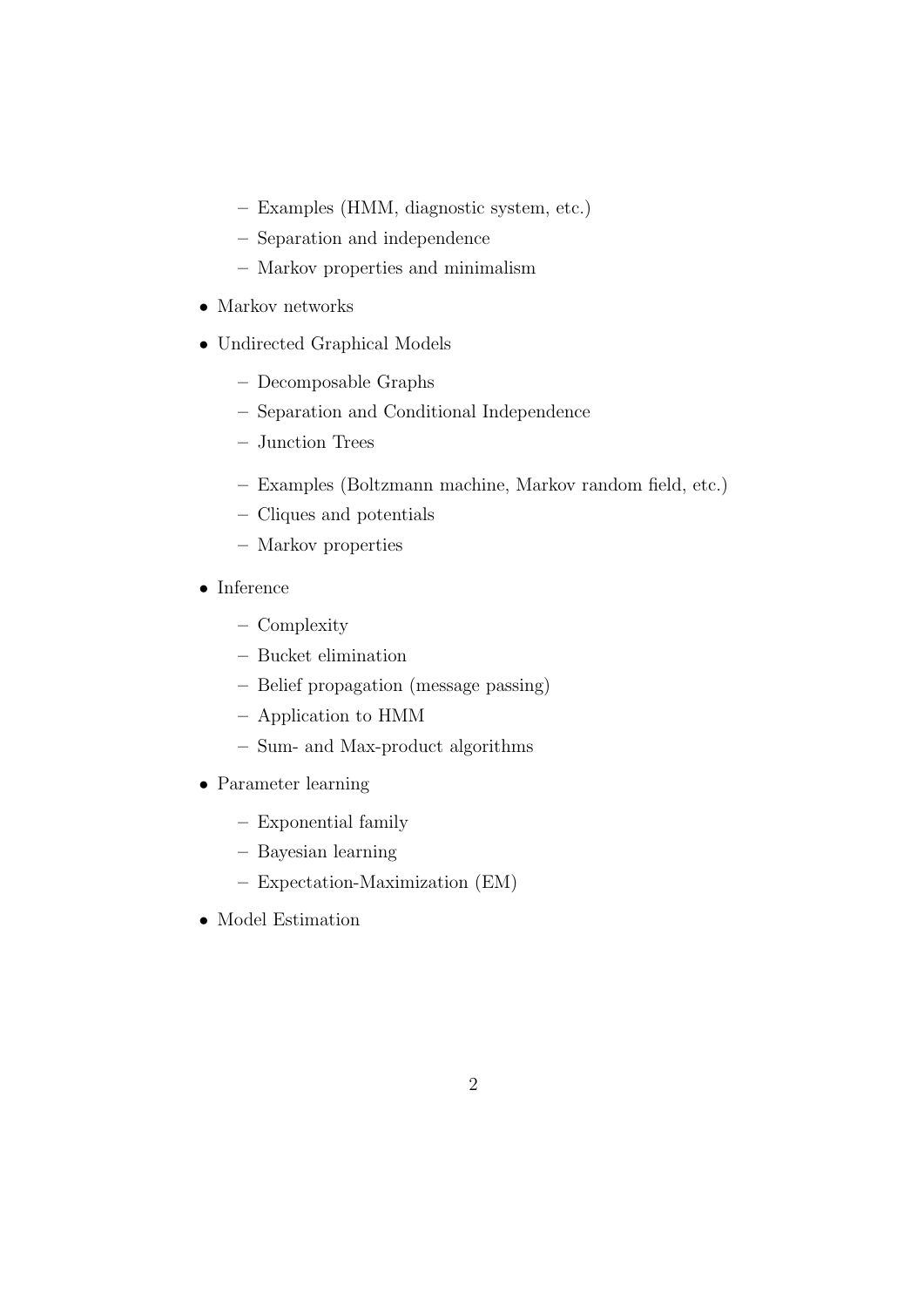- Examples (HMM, diagnostic system, etc.)
  - Separation and independence
  - Markov properties and minimalism

- Markov networks

- Undirected Graphical Models

  - Decomposable Graphs
  - Separation and Conditional Independence
  - Junction Trees

  - Examples (Boltzmann machine, Markov random field, etc.)
  - Cliques and potentials
  - Markov properties

- Inference

  - Complexity
  - Bucket elimination
  - Belief propagation (message passing)
  - Application to HMM
  - Sum- and Max-product algorithms

- Parameter learning

  - Exponential family
  - Bayesian learning
  - Expectation-Maximization (EM)

- Model Estimation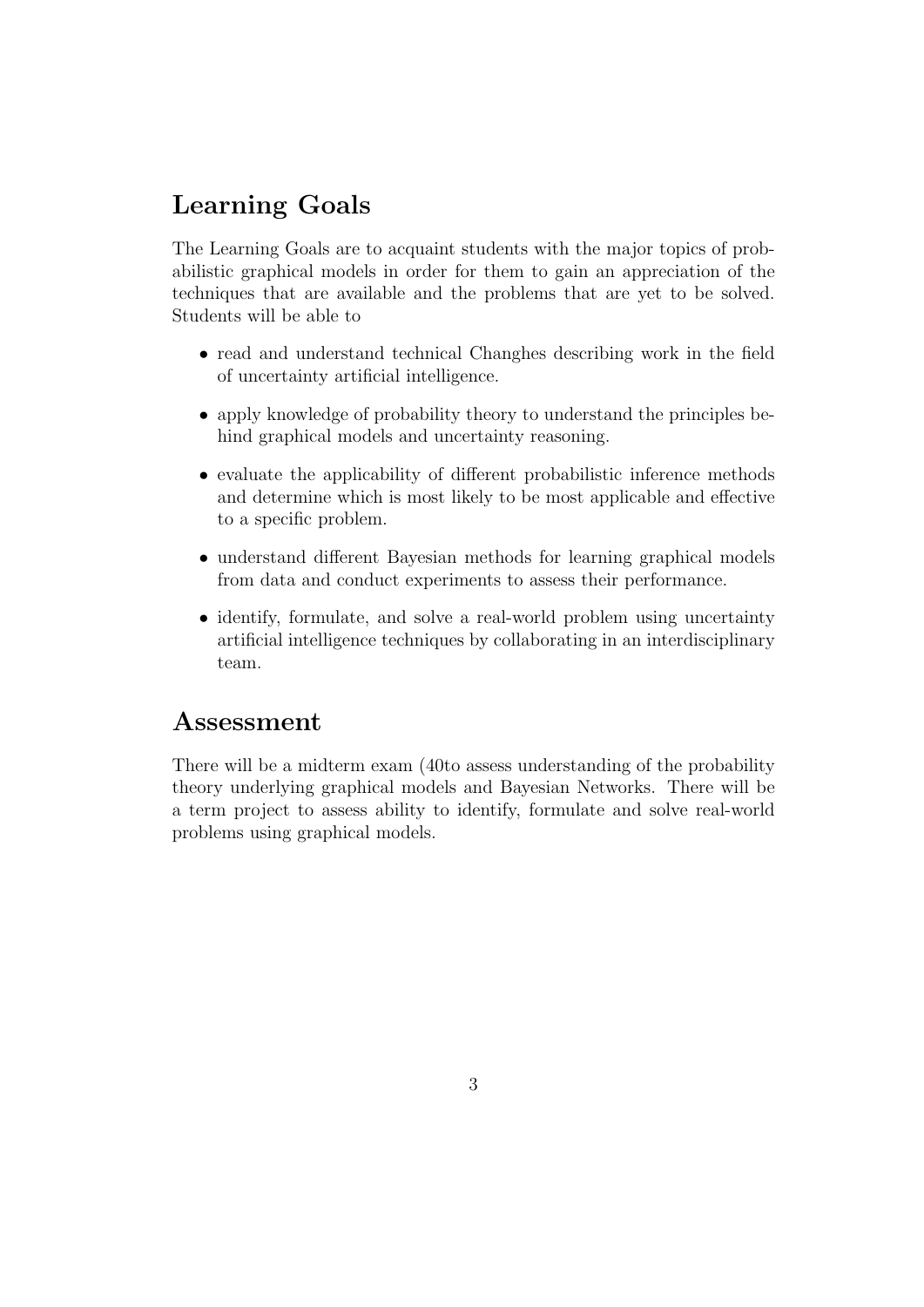## Learning Goals

The Learning Goals are to acquaint students with the major topics of probabilistic graphical models in order for them to gain an appreciation of the techniques that are available and the problems that are yet to be solved. Students will be able to

- read and understand technical Changhes describing work in the field of uncertainty artificial intelligence.
- apply knowledge of probability theory to understand the principles behind graphical models and uncertainty reasoning.
- evaluate the applicability of different probabilistic inference methods and determine which is most likely to be most applicable and effective to a specific problem.
- understand different Bayesian methods for learning graphical models from data and conduct experiments to assess their performance.
- identify, formulate, and solve a real-world problem using uncertainty artificial intelligence techniques by collaborating in an interdisciplinary team.

## Assessment

There will be a midterm exam (40to assess understanding of the probability theory underlying graphical models and Bayesian Networks. There will be a term project to assess ability to identify, formulate and solve real-world problems using graphical models.